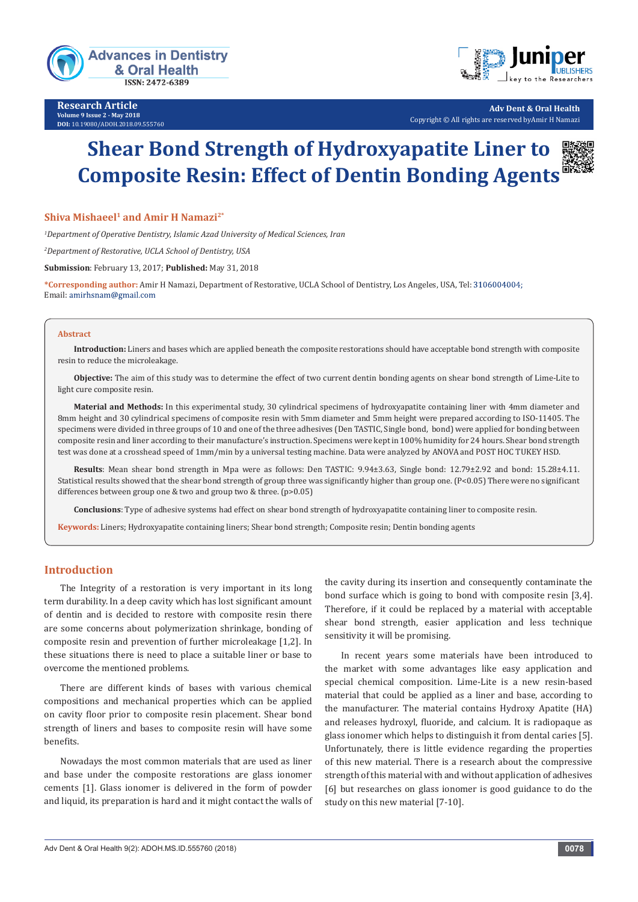Research Article

Volume 9 Issue 2 - May 2018

DOI: 10.19080/ADOH.2018.09.555760

Adv Dent & Oral Health

Copyright © All rights are reserved byAmir H Namazi

# Shear Bond Strength of Hydroxyapatite Liner to Composite Resin: Effect of Dentin Bonding Agents

**Shiva Mishaeel[1] and Amir H Namazi[2*]**

*[1]Department of Operative Dentistry, Islamic Azad University of Medical Sciences, Iran*

*[2]Department of Restorative, UCLA School of Dentistry, USA*

**Submission**: February 13, 2017; **Published:** May 31, 2018

**\*Corresponding author:** Amir H Namazi, Department of Restorative, UCLA School of Dentistry, Los Angeles, USA, Tel: 3106004004; Email: amirhsnam@gmail.com

## Abstract

**Introduction:** Liners and bases which are applied beneath the composite restorations should have acceptable bond strength with composite resin to reduce the microleakage.

**Objective:** The aim of this study was to determine the effect of two current dentin bonding agents on shear bond strength of Lime-Lite to light cure composite resin.

**Material and Methods:** In this experimental study, 30 cylindrical specimens of hydroxyapatite containing liner with 4mm diameter and 8mm height and 30 cylindrical specimens of composite resin with 5mm diameter and 5mm height were prepared according to ISO-11405. The specimens were divided in three groups of 10 and one of the three adhesives (Den TASTIC, Single bond, bond) were applied for bonding between composite resin and liner according to their manufacture's instruction. Specimens were kept in 100% humidity for 24 hours. Shear bond strength test was done at a crosshead speed of 1mm/min by a universal testing machine. Data were analyzed by ANOVA and POST HOC TUKEY HSD.

**Results**: Mean shear bond strength in Mpa were as follows: Den TASTIC: 9.94±3.63, Single bond: 12.79±2.92 and bond: 15.28±4.11. Statistical results showed that the shear bond strength of group three was significantly higher than group one. ($P<0.05$) There were no significant differences between group one & two and group two & three. ($p>0.05$)

**Conclusions**: Type of adhesive systems had effect on shear bond strength of hydroxyapatite containing liner to composite resin.

**Keywords:** Liners; Hydroxyapatite containing liners; Shear bond strength; Composite resin; Dentin bonding agents

## Introduction

The Integrity of a restoration is very important in its long term durability. In a deep cavity which has lost significant amount of dentin and is decided to restore with composite resin there are some concerns about polymerization shrinkage, bonding of composite resin and prevention of further microleakage [1,2]. In these situations there is need to place a suitable liner or base to overcome the mentioned problems.

There are different kinds of bases with various chemical compositions and mechanical properties which can be applied on cavity floor prior to composite resin placement. Shear bond strength of liners and bases to composite resin will have some benefits.

Nowadays the most common materials that are used as liner and base under the composite restorations are glass ionomer cements [1]. Glass ionomer is delivered in the form of powder and liquid, its preparation is hard and it might contact the walls of the cavity during its insertion and consequently contaminate the bond surface which is going to bond with composite resin [3,4]. Therefore, if it could be replaced by a material with acceptable shear bond strength, easier application and less technique sensitivity it will be promising.

In recent years some materials have been introduced to the market with some advantages like easy application and special chemical composition. Lime-Lite is a new resin-based material that could be applied as a liner and base, according to the manufacturer. The material contains Hydroxy Apatite (HA) and releases hydroxyl, fluoride, and calcium. It is radiopaque as glass ionomer which helps to distinguish it from dental caries [5]. Unfortunately, there is little evidence regarding the properties of this new material. There is a research about the compressive strength of this material with and without application of adhesives [6] but researches on glass ionomer is good guidance to do the study on this new material [7-10].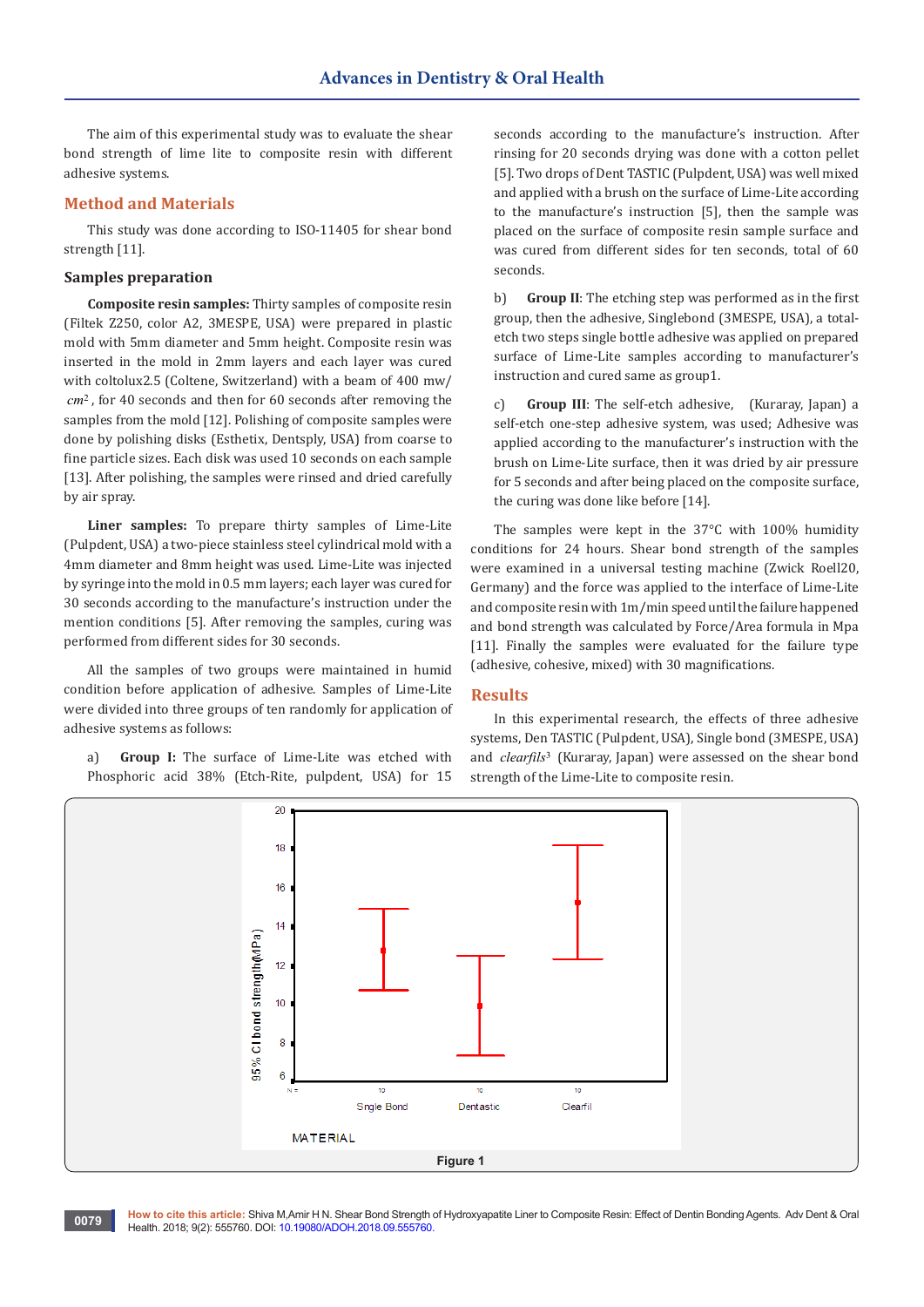The aim of this experimental study was to evaluate the shear bond strength of lime lite to composite resin with different adhesive systems.

## Method and Materials

This study was done according to ISO-11405 for shear bond strength [11].

### Samples preparation

**Composite resin samples:** Thirty samples of composite resin (Filtek Z250, color A2, 3MESPE, USA) were prepared in plastic mold with 5mm diameter and 5mm height. Composite resin was inserted in the mold in 2mm layers and each layer was cured with coltolux2.5 (Coltene, Switzerland) with a beam of 400 mw/ $cm^2$, for 40 seconds and then for 60 seconds after removing the samples from the mold [12]. Polishing of composite samples were done by polishing disks (Esthetix, Dentsply, USA) from coarse to fine particle sizes. Each disk was used 10 seconds on each sample [13]. After polishing, the samples were rinsed and dried carefully by air spray.

**Liner samples:** To prepare thirty samples of Lime-Lite (Pulpdent, USA) a two-piece stainless steel cylindrical mold with a 4mm diameter and 8mm height was used. Lime-Lite was injected by syringe into the mold in 0.5 mm layers; each layer was cured for 30 seconds according to the manufacture's instruction under the mention conditions [5]. After removing the samples, curing was performed from different sides for 30 seconds.

All the samples of two groups were maintained in humid condition before application of adhesive. Samples of Lime-Lite were divided into three groups of ten randomly for application of adhesive systems as follows:

a) **Group I:** The surface of Lime-Lite was etched with Phosphoric acid 38% (Etch-Rite, pulpdent, USA) for 15 seconds according to the manufacture's instruction. After rinsing for 20 seconds drying was done with a cotton pellet [5]. Two drops of Dent TASTIC (Pulpdent, USA) was well mixed and applied with a brush on the surface of Lime-Lite according to the manufacture's instruction [5], then the sample was placed on the surface of composite resin sample surface and was cured from different sides for ten seconds, total of 60 seconds.

b) **Group II**: The etching step was performed as in the first group, then the adhesive, Singlebond (3MESPE, USA), a total-etch two steps single bottle adhesive was applied on prepared surface of Lime-Lite samples according to manufacturer's instruction and cured same as group1.

c) **Group III**: The self-etch adhesive, (Kuraray, Japan) a self-etch one-step adhesive system, was used; Adhesive was applied according to the manufacturer's instruction with the brush on Lime-Lite surface, then it was dried by air pressure for 5 seconds and after being placed on the composite surface, the curing was done like before [14].

The samples were kept in the 37°C with 100% humidity conditions for 24 hours. Shear bond strength of the samples were examined in a universal testing machine (Zwick Roell20, Germany) and the force was applied to the interface of Lime-Lite and composite resin with 1m/min speed until the failure happened and bond strength was calculated by Force/Area formula in Mpa [11]. Finally the samples were evaluated for the failure type (adhesive, cohesive, mixed) with 30 magnifications.

## Results

In this experimental research, the effects of three adhesive systems, Den TASTIC (Pulpdent, USA), Single bond (3MESPE, USA) and *clearfils*[3] (Kuraray, Japan) were assessed on the shear bond strength of the Lime-Lite to composite resin.

Figure 1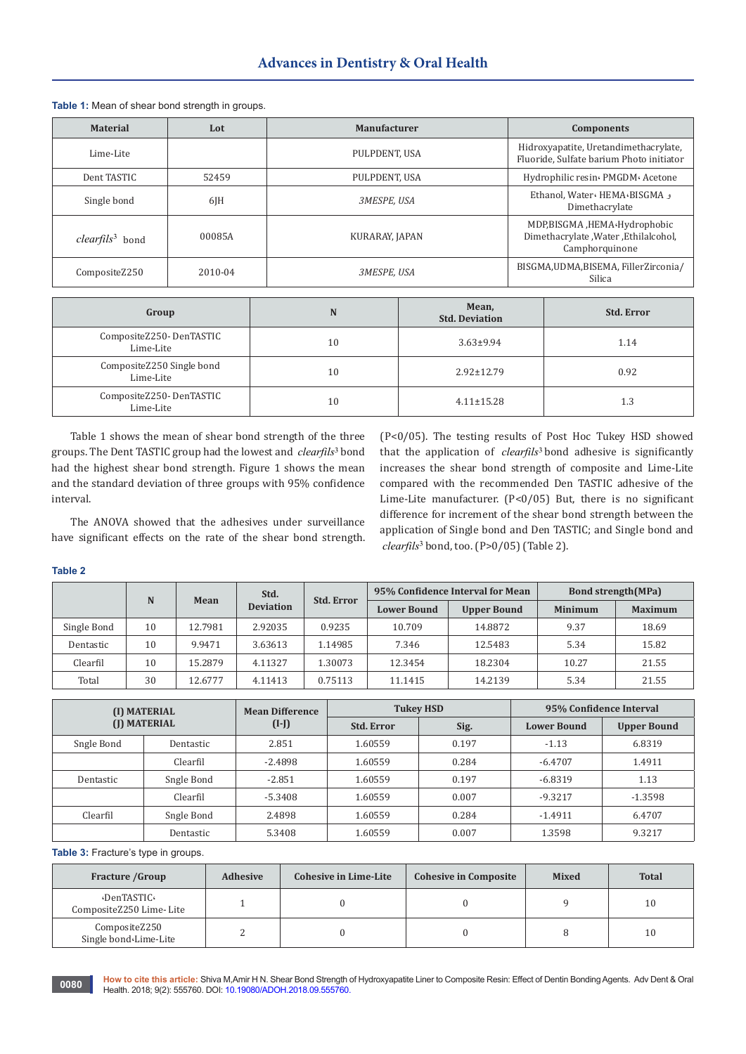**Table 1:** Mean of shear bond strength in groups.

| Material | Lot | Manufacturer | Components |
|---|---|---|---|
| Lime-Lite | | PULPDENT, USA | Hidroxyapatite, Uretandimethacrylate, Fluoride, Sulfate barium Photo initiator |
| Dent TASTIC | 52459 | PULPDENT, USA | Hydrophilic resin، PMGDM، Acetone |
| Single bond | 6JH | *3MESPE, USA* | Ethanol, Water، HEMA،BISGMA و Dimethacrylate |
| *clearfils*[3] bond | 00085A | KURARAY, JAPAN | MDP,BISGMA ,HEMA،Hydrophobic Dimethacrylate ,Water ,Ethilalcohol, Camphorquinone |
| CompositeZ250 | 2010-04 | *3MESPE, USA* | BISGMA,UDMA,BISEMA, FillerZirconia/ Silica |

| Group | N | Mean, Std. Deviation | Std. Error |
|---|---|---|---|
| CompositeZ250- DenTASTIC Lime-Lite | 10 | 3.63±9.94 | 1.14 |
| CompositeZ250 Single bond Lime-Lite | 10 | 2.92±12.79 | 0.92 |
| CompositeZ250- DenTASTIC Lime-Lite | 10 | 4.11±15.28 | 1.3 |

Table 1 shows the mean of shear bond strength of the three groups. The Dent TASTIC group had the lowest and *clearfils*[3] bond had the highest shear bond strength. Figure 1 shows the mean and the standard deviation of three groups with 95% confidence interval.

The ANOVA showed that the adhesives under surveillance have significant effects on the rate of the shear bond strength. (P<0/05). The testing results of Post Hoc Tukey HSD showed that the application of *clearfils*[3] bond adhesive is significantly increases the shear bond strength of composite and Lime-Lite compared with the recommended Den TASTIC adhesive of the Lime-Lite manufacturer. (P<0/05) But, there is no significant difference for increment of the shear bond strength between the application of Single bond and Den TASTIC; and Single bond and *clearfils*[3] bond, too. (P>0/05) (Table 2).

**Table 2**

| | N | Mean | Std. Deviation | Std. Error | 95% Confidence Interval for Mean | | Bond strength(MPa) | |
|---|---|---|---|---|---|---|---|---|
| | | | | | Lower Bound | Upper Bound | Minimum | Maximum |
| Single Bond | 10 | 12.7981 | 2.92035 | 0.9235 | 10.709 | 14.8872 | 9.37 | 18.69 |
| Dentastic | 10 | 9.9471 | 3.63613 | 1.14985 | 7.346 | 12.5483 | 5.34 | 15.82 |
| Clearfil | 10 | 15.2879 | 4.11327 | 1.30073 | 12.3454 | 18.2304 | 10.27 | 21.55 |
| Total | 30 | 12.6777 | 4.11413 | 0.75113 | 11.1415 | 14.2139 | 5.34 | 21.55 |

| (I) MATERIAL | (J) MATERIAL | Mean Difference (I-J) | Tukey HSD | | 95% Confidence Interval | |
|---|---|---|---|---|---|---|
| | | | Std. Error | Sig. | Lower Bound | Upper Bound |
| Sngle Bond | Dentastic | 2.851 | 1.60559 | 0.197 | -1.13 | 6.8319 |
| | Clearfil | -2.4898 | 1.60559 | 0.284 | -6.4707 | 1.4911 |
| Dentastic | Sngle Bond | -2.851 | 1.60559 | 0.197 | -6.8319 | 1.13 |
| | Clearfil | -5.3408 | 1.60559 | 0.007 | -9.3217 | -1.3598 |
| Clearfil | Sngle Bond | 2.4898 | 1.60559 | 0.284 | -1.4911 | 6.4707 |
| | Dentastic | 5.3408 | 1.60559 | 0.007 | 1.3598 | 9.3217 |

**Table 3:** Fracture's type in groups.

| Fracture /Group | Adhesive | Cohesive in Lime-Lite | Cohesive in Composite | Mixed | Total |
|---|---|---|---|---|---|
| ،DenTASTIC، CompositeZ250 Lime- Lite | 1 | 0 | 0 | 9 | 10 |
| CompositeZ250 Single bond،Lime-Lite | 2 | 0 | 0 | 8 | 10 |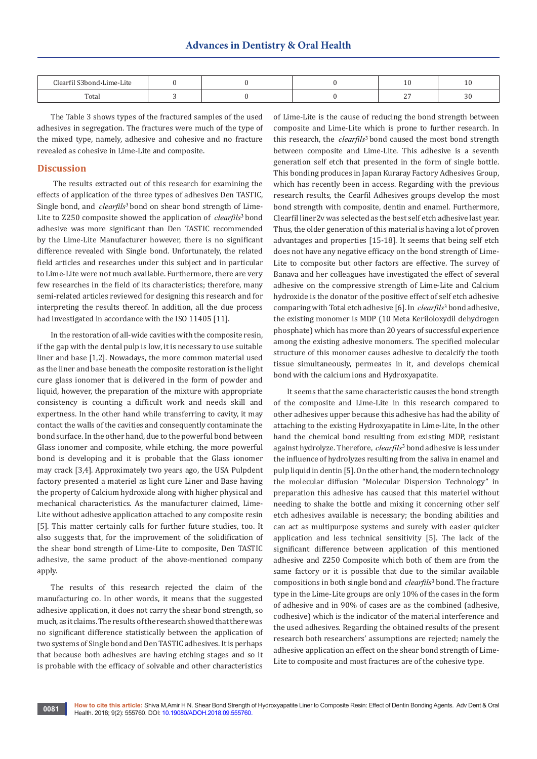| Clearfil S3bond-Lime-Lite | 0 | 0 | 0 | 10 | 10 |
|---|---|---|---|---|---|
| Total | 3 | 0 | 0 | 27 | 30 |

The Table 3 shows types of the fractured samples of the used adhesives in segregation. The fractures were much of the type of the mixed type, namely, adhesive and cohesive and no fracture revealed as cohesive in Lime-Lite and composite.

## Discussion

The results extracted out of this research for examining the effects of application of the three types of adhesives Den TASTIC, Single bond, and *clearfils*[3] bond on shear bond strength of Lime-Lite to Z250 composite showed the application of *clearfils*[3] bond adhesive was more significant than Den TASTIC recommended by the Lime-Lite Manufacturer however, there is no significant difference revealed with Single bond. Unfortunately, the related field articles and researches under this subject and in particular to Lime-Lite were not much available. Furthermore, there are very few researches in the field of its characteristics; therefore, many semi-related articles reviewed for designing this research and for interpreting the results thereof. In addition, all the due process had investigated in accordance with the ISO 11405 [11].

In the restoration of all-wide cavities with the composite resin, if the gap with the dental pulp is low, it is necessary to use suitable liner and base [1,2]. Nowadays, the more common material used as the liner and base beneath the composite restoration is the light cure glass ionomer that is delivered in the form of powder and liquid, however, the preparation of the mixture with appropriate consistency is counting a difficult work and needs skill and expertness. In the other hand while transferring to cavity, it may contact the walls of the cavities and consequently contaminate the bond surface. In the other hand, due to the powerful bond between Glass ionomer and composite, while etching, the more powerful bond is developing and it is probable that the Glass ionomer may crack [3,4]. Approximately two years ago, the USA Pulpdent factory presented a materiel as light cure Liner and Base having the property of Calcium hydroxide along with higher physical and mechanical characteristics. As the manufacturer claimed, Lime-Lite without adhesive application attached to any composite resin [5]. This matter certainly calls for further future studies, too. It also suggests that, for the improvement of the solidification of the shear bond strength of Lime-Lite to composite, Den TASTIC adhesive, the same product of the above-mentioned company apply.

The results of this research rejected the claim of the manufacturing co. In other words, it means that the suggested adhesive application, it does not carry the shear bond strength, so much, as it claims. The results of the research showed that there was no significant difference statistically between the application of two systems of Single bond and Den TASTIC adhesives. It is perhaps that because both adhesives are having etching stages and so it is probable with the efficacy of solvable and other characteristics of Lime-Lite is the cause of reducing the bond strength between composite and Lime-Lite which is prone to further research. In this research, the *clearfils*[3] bond caused the most bond strength between composite and Lime-Lite. This adhesive is a seventh generation self etch that presented in the form of single bottle. This bonding produces in Japan Kuraray Factory Adhesives Group, which has recently been in access. Regarding with the previous research results, the Cearfil Adhesives groups develop the most bond strength with composite, dentin and enamel. Furthermore, Clearfil liner2v was selected as the best self etch adhesive last year. Thus, the older generation of this material is having a lot of proven advantages and properties [15-18]. It seems that being self etch does not have any negative efficacy on the bond strength of Lime-Lite to composite but other factors are effective. The survey of Banava and her colleagues have investigated the effect of several adhesive on the compressive strength of Lime-Lite and Calcium hydroxide is the donator of the positive effect of self etch adhesive comparing with Total etch adhesive [6]. In *clearfils*[3] bond adhesive, the existing monomer is MDP (10 Meta Keriloloxydil dehydrogen phosphate) which has more than 20 years of successful experience among the existing adhesive monomers. The specified molecular structure of this monomer causes adhesive to decalcify the tooth tissue simultaneously, permeates in it, and develops chemical bond with the calcium ions and Hydroxyapatite.

It seems that the same characteristic causes the bond strength of the composite and Lime-Lite in this research compared to other adhesives upper because this adhesive has had the ability of attaching to the existing Hydroxyapatite in Lime-Lite, In the other hand the chemical bond resulting from existing MDP, resistant against hydrolyze. Therefore, *clearfils*[3] bond adhesive is less under the influence of hydrolyzes resulting from the saliva in enamel and pulp liquid in dentin [5]. On the other hand, the modern technology the molecular diffusion "Molecular Dispersion Technology" in preparation this adhesive has caused that this materiel without needing to shake the bottle and mixing it concerning other self etch adhesives available is necessary; the bonding abilities and can act as multipurpose systems and surely with easier quicker application and less technical sensitivity [5]. The lack of the significant difference between application of this mentioned adhesive and Z250 Composite which both of them are from the same factory or it is possible that due to the similar available compositions in both single bond and *clearfils*[3] bond. The fracture type in the Lime-Lite groups are only 10% of the cases in the form of adhesive and in 90% of cases are as the combined (adhesive, codhesive) which is the indicator of the material interference and the used adhesives. Regarding the obtained results of the present research both researchers' assumptions are rejected; namely the adhesive application an effect on the shear bond strength of Lime-Lite to composite and most fractures are of the cohesive type.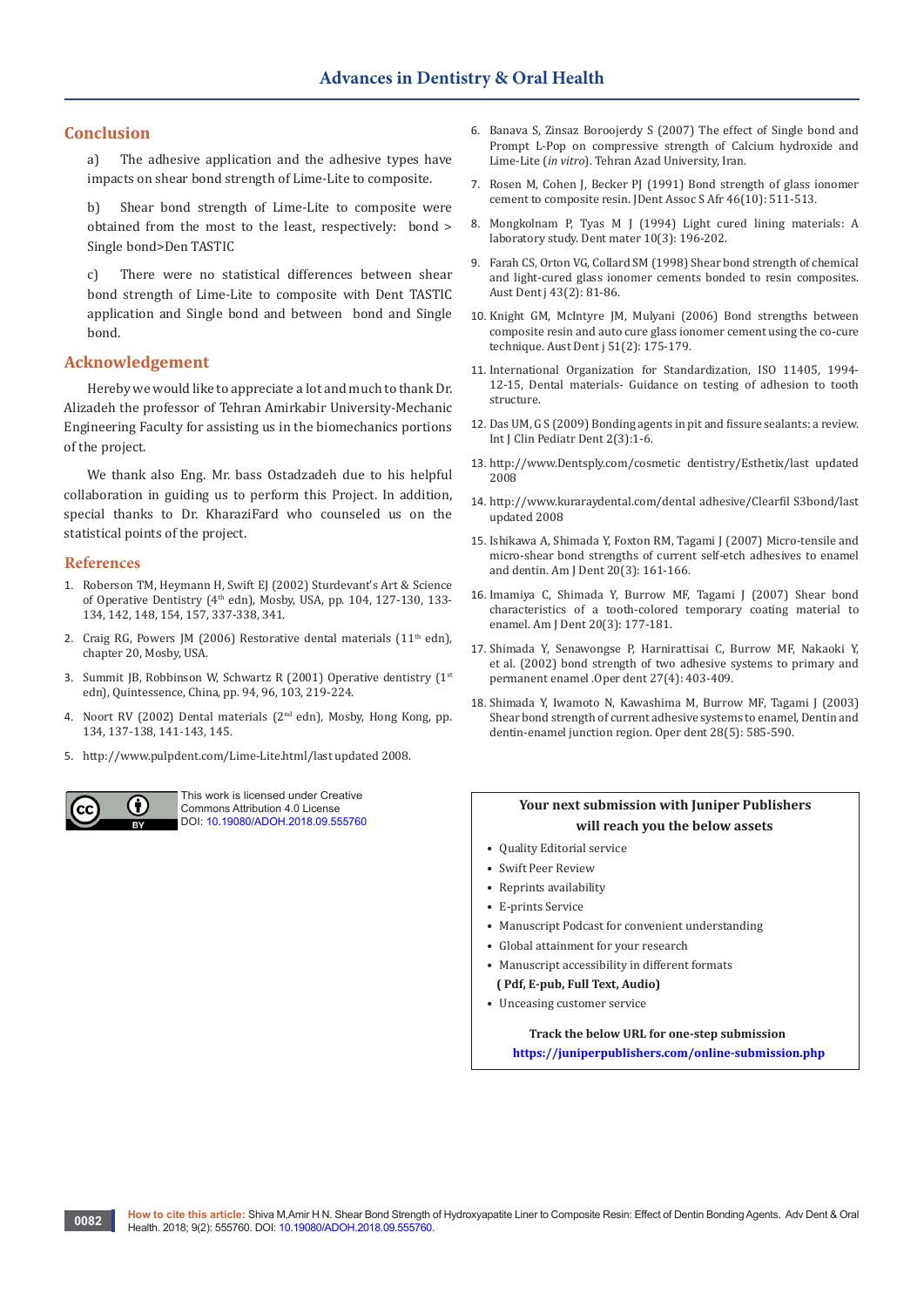## Conclusion

a) The adhesive application and the adhesive types have impacts on shear bond strength of Lime-Lite to composite.

b) Shear bond strength of Lime-Lite to composite were obtained from the most to the least, respectively: bond > Single bond>Den TASTIC

c) There were no statistical differences between shear bond strength of Lime-Lite to composite with Dent TASTIC application and Single bond and between bond and Single bond.

## Acknowledgement

Hereby we would like to appreciate a lot and much to thank Dr. Alizadeh the professor of Tehran Amirkabir University-Mechanic Engineering Faculty for assisting us in the biomechanics portions of the project.

We thank also Eng. Mr. bass Ostadzadeh due to his helpful collaboration in guiding us to perform this Project. In addition, special thanks to Dr. KharaziFard who counseled us on the statistical points of the project.

## References

1. Roberson TM, Heymann H, Swift EJ (2002) Sturdevant's Art & Science of Operative Dentistry (4th edn), Mosby, USA, pp. 104, 127-130, 133-134, 142, 148, 154, 157, 337-338, 341.
2. Craig RG, Powers JM (2006) Restorative dental materials (11th edn), chapter 20, Mosby, USA.
3. Summit JB, Robbinson W, Schwartz R (2001) Operative dentistry (1st edn), Quintessence, China, pp. 94, 96, 103, 219-224.
4. Noort RV (2002) Dental materials (2nd edn), Mosby, Hong Kong, pp. 134, 137-138, 141-143, 145.
5. http://www.pulpdent.com/Lime-Lite.html/last updated 2008.
6. Banava S, Zinsaz Boroojerdy S (2007) The effect of Single bond and Prompt L-Pop on compressive strength of Calcium hydroxide and Lime-Lite (*in vitro*). Tehran Azad University, Iran.
7. Rosen M, Cohen J, Becker PJ (1991) Bond strength of glass ionomer cement to composite resin. JDent Assoc S Afr 46(10): 511-513.
8. Mongkolnam P, Tyas M J (1994) Light cured lining materials: A laboratory study. Dent mater 10(3): 196-202.
9. Farah CS, Orton VG, Collard SM (1998) Shear bond strength of chemical and light-cured glass ionomer cements bonded to resin composites. Aust Dent j 43(2): 81-86.
10. Knight GM, McIntyre JM, Mulyani (2006) Bond strengths between composite resin and auto cure glass ionomer cement using the co-cure technique. Aust Dent j 51(2): 175-179.
11. International Organization for Standardization, ISO 11405, 1994-12-15, Dental materials- Guidance on testing of adhesion to tooth structure.
12. Das UM, G S (2009) Bonding agents in pit and fissure sealants: a review. Int J Clin Pediatr Dent 2(3):1-6.
13. http://www.Dentsply.com/cosmetic dentistry/Esthetix/last updated 2008
14. http://www.kuraraydental.com/dental adhesive/Clearfil S3bond/last updated 2008
15. Ishikawa A, Shimada Y, Foxton RM, Tagami J (2007) Micro-tensile and micro-shear bond strengths of current self-etch adhesives to enamel and dentin. Am J Dent 20(3): 161-166.
16. Imamiya C, Shimada Y, Burrow MF, Tagami J (2007) Shear bond characteristics of a tooth-colored temporary coating material to enamel. Am J Dent 20(3): 177-181.
17. Shimada Y, Senawongse P, Harnirattisai C, Burrow MF, Nakaoki Y, et al. (2002) bond strength of two adhesive systems to primary and permanent enamel .Oper dent 27(4): 403-409.
18. Shimada Y, Iwamoto N, Kawashima M, Burrow MF, Tagami J (2003) Shear bond strength of current adhesive systems to enamel, Dentin and dentin-enamel junction region. Oper dent 28(5): 585-590.

This work is licensed under Creative Commons Attribution 4.0 License
DOI: 10.19080/ADOH.2018.09.555760

**Your next submission with Juniper Publishers will reach you the below assets**

- Quality Editorial service
- Swift Peer Review
- Reprints availability
- E-prints Service
- Manuscript Podcast for convenient understanding
- Global attainment for your research
- Manuscript accessibility in different formats
  **( Pdf, E-pub, Full Text, Audio)**
- Unceasing customer service

**Track the below URL for one-step submission**
**https://juniperpublishers.com/online-submission.php**